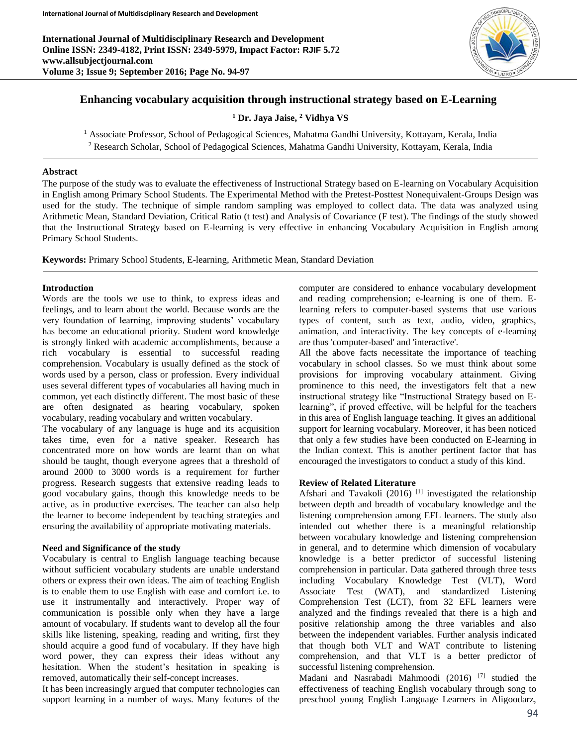# Enhancing vocabulary acquisition through instructional strategy based on E-Learning

**[1] Dr. Jaya Jaise, [2] Vidhya VS**

[1] Associate Professor, School of Pedagogical Sciences, Mahatma Gandhi University, Kottayam, Kerala, India
[2] Research Scholar, School of Pedagogical Sciences, Mahatma Gandhi University, Kottayam, Kerala, India

## Abstract

The purpose of the study was to evaluate the effectiveness of Instructional Strategy based on E-learning on Vocabulary Acquisition in English among Primary School Students. The Experimental Method with the Pretest-Posttest Nonequivalent-Groups Design was used for the study. The technique of simple random sampling was employed to collect data. The data was analyzed using Arithmetic Mean, Standard Deviation, Critical Ratio (t test) and Analysis of Covariance (F test). The findings of the study showed that the Instructional Strategy based on E-learning is very effective in enhancing Vocabulary Acquisition in English among Primary School Students.

**Keywords:** Primary School Students, E-learning, Arithmetic Mean, Standard Deviation

## Introduction

Words are the tools we use to think, to express ideas and feelings, and to learn about the world. Because words are the very foundation of learning, improving students' vocabulary has become an educational priority. Student word knowledge is strongly linked with academic accomplishments, because a rich vocabulary is essential to successful reading comprehension. Vocabulary is usually defined as the stock of words used by a person, class or profession. Every individual uses several different types of vocabularies all having much in common, yet each distinctly different. The most basic of these are often designated as hearing vocabulary, spoken vocabulary, reading vocabulary and written vocabulary.

The vocabulary of any language is huge and its acquisition takes time, even for a native speaker. Research has concentrated more on how words are learnt than on what should be taught, though everyone agrees that a threshold of around 2000 to 3000 words is a requirement for further progress. Research suggests that extensive reading leads to good vocabulary gains, though this knowledge needs to be active, as in productive exercises. The teacher can also help the learner to become independent by teaching strategies and ensuring the availability of appropriate motivating materials.

## Need and Significance of the study

Vocabulary is central to English language teaching because without sufficient vocabulary students are unable understand others or express their own ideas. The aim of teaching English is to enable them to use English with ease and comfort i.e. to use it instrumentally and interactively. Proper way of communication is possible only when they have a large amount of vocabulary. If students want to develop all the four skills like listening, speaking, reading and writing, first they should acquire a good fund of vocabulary. If they have high word power, they can express their ideas without any hesitation. When the student's hesitation in speaking is removed, automatically their self-concept increases.

It has been increasingly argued that computer technologies can support learning in a number of ways. Many features of the computer are considered to enhance vocabulary development and reading comprehension; e-learning is one of them. E-learning refers to computer-based systems that use various types of content, such as text, audio, video, graphics, animation, and interactivity. The key concepts of e-learning are thus 'computer-based' and 'interactive'.

All the above facts necessitate the importance of teaching vocabulary in school classes. So we must think about some provisions for improving vocabulary attainment. Giving prominence to this need, the investigators felt that a new instructional strategy like "Instructional Strategy based on E-learning", if proved effective, will be helpful for the teachers in this area of English language teaching. It gives an additional support for learning vocabulary. Moreover, it has been noticed that only a few studies have been conducted on E-learning in the Indian context. This is another pertinent factor that has encouraged the investigators to conduct a study of this kind.

## Review of Related Literature

Afshari and Tavakoli (2016) [1] investigated the relationship between depth and breadth of vocabulary knowledge and the listening comprehension among EFL learners. The study also intended out whether there is a meaningful relationship between vocabulary knowledge and listening comprehension in general, and to determine which dimension of vocabulary knowledge is a better predictor of successful listening comprehension in particular. Data gathered through three tests including Vocabulary Knowledge Test (VLT), Word Associate Test (WAT), and standardized Listening Comprehension Test (LCT), from 32 EFL learners were analyzed and the findings revealed that there is a high and positive relationship among the three variables and also between the independent variables. Further analysis indicated that though both VLT and WAT contribute to listening comprehension, and that VLT is a better predictor of successful listening comprehension.

Madani and Nasrabadi Mahmoodi (2016) [7] studied the effectiveness of teaching English vocabulary through song to preschool young English Language Learners in Aligoodarz,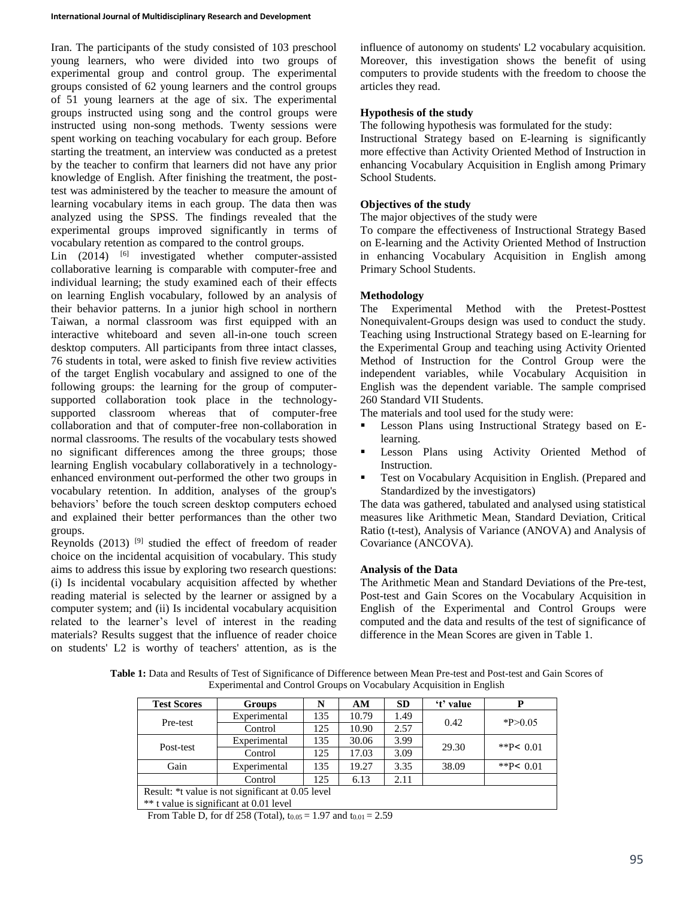Iran. The participants of the study consisted of 103 preschool young learners, who were divided into two groups of experimental group and control group. The experimental groups consisted of 62 young learners and the control groups of 51 young learners at the age of six. The experimental groups instructed using song and the control groups were instructed using non-song methods. Twenty sessions were spent working on teaching vocabulary for each group. Before starting the treatment, an interview was conducted as a pretest by the teacher to confirm that learners did not have any prior knowledge of English. After finishing the treatment, the post-test was administered by the teacher to measure the amount of learning vocabulary items in each group. The data then was analyzed using the SPSS. The findings revealed that the experimental groups improved significantly in terms of vocabulary retention as compared to the control groups.

Lin (2014) [6] investigated whether computer-assisted collaborative learning is comparable with computer-free and individual learning; the study examined each of their effects on learning English vocabulary, followed by an analysis of their behavior patterns. In a junior high school in northern Taiwan, a normal classroom was first equipped with an interactive whiteboard and seven all-in-one touch screen desktop computers. All participants from three intact classes, 76 students in total, were asked to finish five review activities of the target English vocabulary and assigned to one of the following groups: the learning for the group of computer-supported collaboration took place in the technology-supported classroom whereas that of computer-free collaboration and that of computer-free non-collaboration in normal classrooms. The results of the vocabulary tests showed no significant differences among the three groups; those learning English vocabulary collaboratively in a technology-enhanced environment out-performed the other two groups in vocabulary retention. In addition, analyses of the group's behaviors' before the touch screen desktop computers echoed and explained their better performances than the other two groups.

Reynolds (2013) [9] studied the effect of freedom of reader choice on the incidental acquisition of vocabulary. This study aims to address this issue by exploring two research questions: (i) Is incidental vocabulary acquisition affected by whether reading material is selected by the learner or assigned by a computer system; and (ii) Is incidental vocabulary acquisition related to the learner's level of interest in the reading materials? Results suggest that the influence of reader choice on students' L2 is worthy of teachers' attention, as is the influence of autonomy on students' L2 vocabulary acquisition. Moreover, this investigation shows the benefit of using computers to provide students with the freedom to choose the articles they read.

**Hypothesis of the study**

The following hypothesis was formulated for the study:

Instructional Strategy based on E-learning is significantly more effective than Activity Oriented Method of Instruction in enhancing Vocabulary Acquisition in English among Primary School Students.

**Objectives of the study**

The major objectives of the study were

To compare the effectiveness of Instructional Strategy Based on E-learning and the Activity Oriented Method of Instruction in enhancing Vocabulary Acquisition in English among Primary School Students.

**Methodology**

The Experimental Method with the Pretest-Posttest Nonequivalent-Groups design was used to conduct the study. Teaching using Instructional Strategy based on E-learning for the Experimental Group and teaching using Activity Oriented Method of Instruction for the Control Group were the independent variables, while Vocabulary Acquisition in English was the dependent variable. The sample comprised 260 Standard VII Students.

The materials and tool used for the study were:

- Lesson Plans using Instructional Strategy based on E-learning.
- Lesson Plans using Activity Oriented Method of Instruction.
- Test on Vocabulary Acquisition in English. (Prepared and Standardized by the investigators)

The data was gathered, tabulated and analysed using statistical measures like Arithmetic Mean, Standard Deviation, Critical Ratio (t-test), Analysis of Variance (ANOVA) and Analysis of Covariance (ANCOVA).

**Analysis of the Data**

The Arithmetic Mean and Standard Deviations of the Pre-test, Post-test and Gain Scores on the Vocabulary Acquisition in English of the Experimental and Control Groups were computed and the data and results of the test of significance of difference in the Mean Scores are given in Table 1.

**Table 1:** Data and Results of Test of Significance of Difference between Mean Pre-test and Post-test and Gain Scores of Experimental and Control Groups on Vocabulary Acquisition in English

| Test Scores | Groups | N | AM | SD | 't' value | P |
|---|---|---|---|---|---|---|
| Pre-test | Experimental | 135 | 10.79 | 1.49 | 0.42 | *P>0.05 |
| | Control | 125 | 10.90 | 2.57 | | |
| Post-test | Experimental | 135 | 30.06 | 3.99 | 29.30 | **P< 0.01 |
| | Control | 125 | 17.03 | 3.09 | | |
| Gain | Experimental | 135 | 19.27 | 3.35 | 38.09 | **P< 0.01 |
| | Control | 125 | 6.13 | 2.11 | | |

Result: *t value is not significant at 0.05 level

** t value is significant at 0.01 level

From Table D, for df 258 (Total), $t_{0.05} = 1.97$ and $t_{0.01} = 2.59$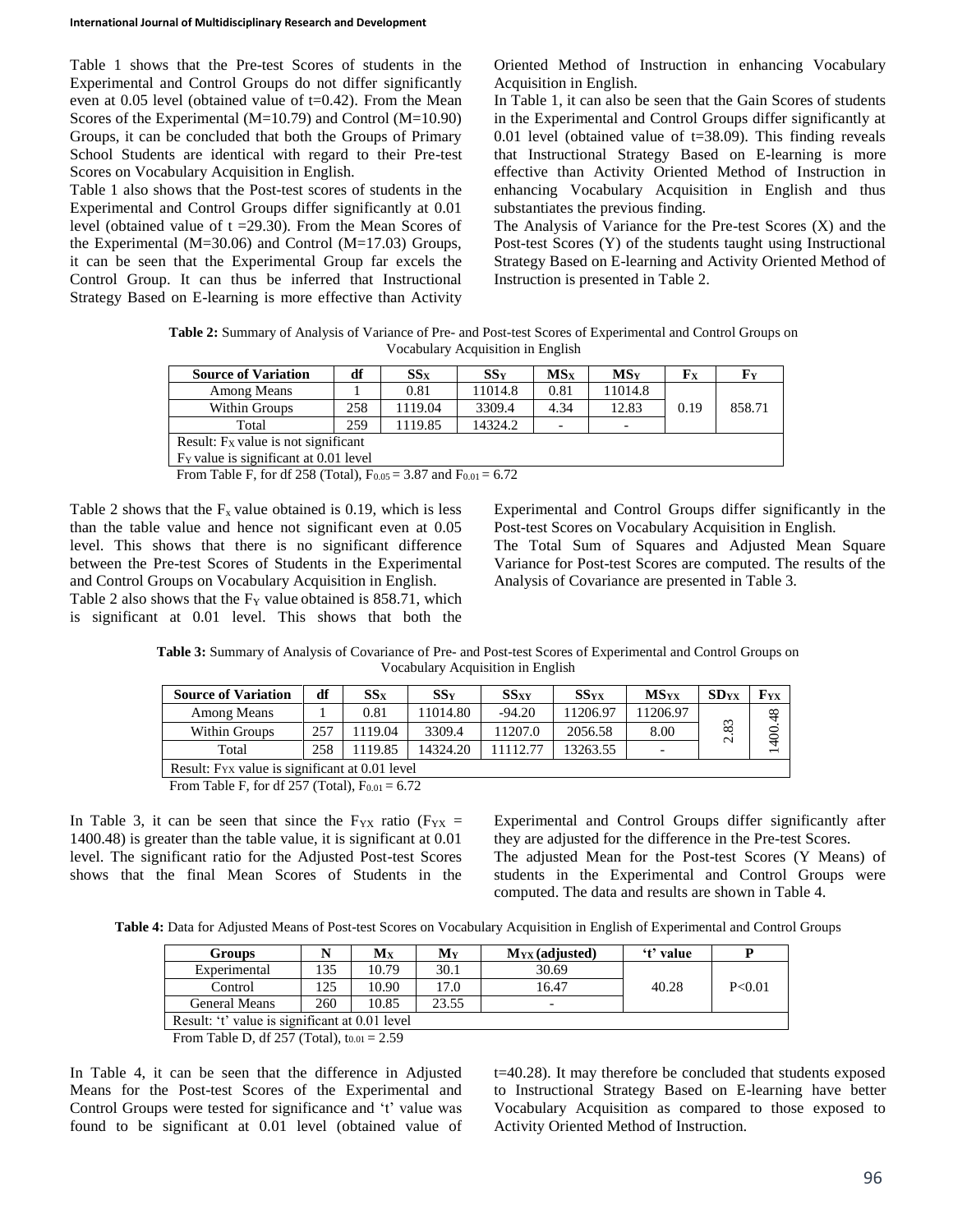Table 1 shows that the Pre-test Scores of students in the Experimental and Control Groups do not differ significantly even at 0.05 level (obtained value of t=0.42). From the Mean Scores of the Experimental (M=10.79) and Control (M=10.90) Groups, it can be concluded that both the Groups of Primary School Students are identical with regard to their Pre-test Scores on Vocabulary Acquisition in English.

Table 1 also shows that the Post-test scores of students in the Experimental and Control Groups differ significantly at 0.01 level (obtained value of t =29.30). From the Mean Scores of the Experimental (M=30.06) and Control (M=17.03) Groups, it can be seen that the Experimental Group far excels the Control Group. It can thus be inferred that Instructional Strategy Based on E-learning is more effective than Activity Oriented Method of Instruction in enhancing Vocabulary Acquisition in English.

In Table 1, it can also be seen that the Gain Scores of students in the Experimental and Control Groups differ significantly at 0.01 level (obtained value of t=38.09). This finding reveals that Instructional Strategy Based on E-learning is more effective than Activity Oriented Method of Instruction in enhancing Vocabulary Acquisition in English and thus substantiates the previous finding.

The Analysis of Variance for the Pre-test Scores (X) and the Post-test Scores (Y) of the students taught using Instructional Strategy Based on E-learning and Activity Oriented Method of Instruction is presented in Table 2.

**Table 2:** Summary of Analysis of Variance of Pre- and Post-test Scores of Experimental and Control Groups on Vocabulary Acquisition in English

| Source of Variation | df | $SS_X$ | $SS_Y$ | $MS_X$ | $MS_Y$ | $F_X$ | $F_Y$ |
|---|---|---|---|---|---|---|---|
| Among Means | 1 | 0.81 | 11014.8 | 0.81 | 11014.8 | 0.19 | 858.71 |
| Within Groups | 258 | 1119.04 | 3309.4 | 4.34 | 12.83 | | |
| Total | 259 | 1119.85 | 14324.2 | - | - | | |
| Result: $F_X$ value is not significant<br>$F_Y$ value is significant at 0.01 level | | | | | | | |

From Table F, for df 258 (Total), $F_{0.05} = 3.87$ and $F_{0.01} = 6.72$

Table 2 shows that the $F_x$ value obtained is 0.19, which is less than the table value and hence not significant even at 0.05 level. This shows that there is no significant difference between the Pre-test Scores of Students in the Experimental and Control Groups on Vocabulary Acquisition in English.

Table 2 also shows that the $F_Y$ value obtained is 858.71, which is significant at 0.01 level. This shows that both the Experimental and Control Groups differ significantly in the Post-test Scores on Vocabulary Acquisition in English.

The Total Sum of Squares and Adjusted Mean Square Variance for Post-test Scores are computed. The results of the Analysis of Covariance are presented in Table 3.

**Table 3:** Summary of Analysis of Covariance of Pre- and Post-test Scores of Experimental and Control Groups on Vocabulary Acquisition in English

| Source of Variation | df | $SS_X$ | $SS_Y$ | $SS_{XY}$ | $SS_{YX}$ | $MS_{YX}$ | $SD_{YX}$ | $F_{YX}$ |
|---|---|---|---|---|---|---|---|---|
| Among Means | 1 | 0.81 | 11014.80 | -94.20 | 11206.97 | 11206.97 | 2.83 | 1400.48 |
| Within Groups | 257 | 1119.04 | 3309.4 | 11207.0 | 2056.58 | 8.00 | | |
| Total | 258 | 1119.85 | 14324.20 | 11112.77 | 13263.55 | - | | |
| Result: $F_{YX}$ value is significant at 0.01 level | | | | | | | | |

From Table F, for df 257 (Total), $F_{0.01} = 6.72$

In Table 3, it can be seen that since the $F_{YX}$ ratio ($F_{YX}$ = 1400.48) is greater than the table value, it is significant at 0.01 level. The significant ratio for the Adjusted Post-test Scores shows that the final Mean Scores of Students in the Experimental and Control Groups differ significantly after they are adjusted for the difference in the Pre-test Scores.

The adjusted Mean for the Post-test Scores (Y Means) of students in the Experimental and Control Groups were computed. The data and results are shown in Table 4.

**Table 4:** Data for Adjusted Means of Post-test Scores on Vocabulary Acquisition in English of Experimental and Control Groups

| Groups | N | $M_X$ | $M_Y$ | $M_{YX}$ (adjusted) | 't' value | P |
|---|---|---|---|---|---|---|
| Experimental | 135 | 10.79 | 30.1 | 30.69 | 40.28 | P<0.01 |
| Control | 125 | 10.90 | 17.0 | 16.47 | | |
| General Means | 260 | 10.85 | 23.55 | - | | |
| Result: 't' value is significant at 0.01 level | | | | | | |

From Table D, df 257 (Total), $t_{0.01} = 2.59$

In Table 4, it can be seen that the difference in Adjusted Means for the Post-test Scores of the Experimental and Control Groups were tested for significance and 't' value was found to be significant at 0.01 level (obtained value of t=40.28). It may therefore be concluded that students exposed to Instructional Strategy Based on E-learning have better Vocabulary Acquisition as compared to those exposed to Activity Oriented Method of Instruction.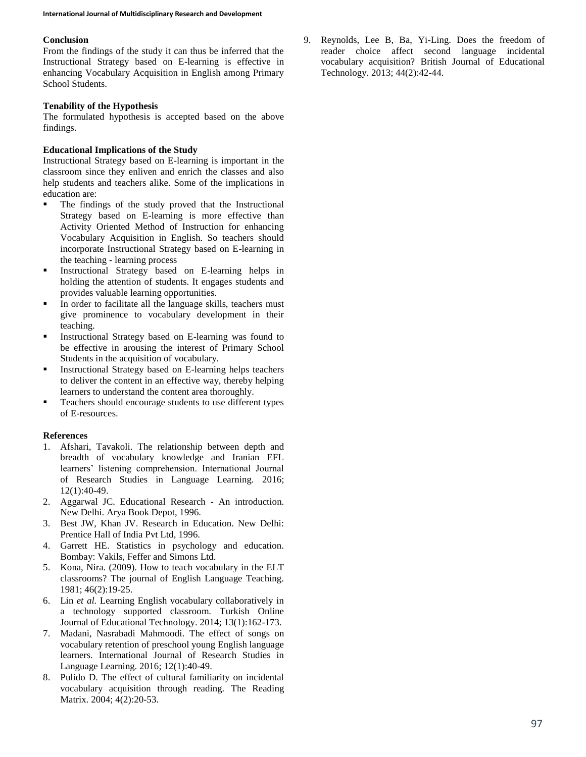### Conclusion

From the findings of the study it can thus be inferred that the Instructional Strategy based on E-learning is effective in enhancing Vocabulary Acquisition in English among Primary School Students.

### Tenability of the Hypothesis

The formulated hypothesis is accepted based on the above findings.

### Educational Implications of the Study

Instructional Strategy based on E-learning is important in the classroom since they enliven and enrich the classes and also help students and teachers alike. Some of the implications in education are:

- The findings of the study proved that the Instructional Strategy based on E-learning is more effective than Activity Oriented Method of Instruction for enhancing Vocabulary Acquisition in English. So teachers should incorporate Instructional Strategy based on E-learning in the teaching - learning process
- Instructional Strategy based on E-learning helps in holding the attention of students. It engages students and provides valuable learning opportunities.
- In order to facilitate all the language skills, teachers must give prominence to vocabulary development in their teaching.
- Instructional Strategy based on E-learning was found to be effective in arousing the interest of Primary School Students in the acquisition of vocabulary.
- Instructional Strategy based on E-learning helps teachers to deliver the content in an effective way, thereby helping learners to understand the content area thoroughly.
- Teachers should encourage students to use different types of E-resources.

### References

1. Afshari, Tavakoli. The relationship between depth and breadth of vocabulary knowledge and Iranian EFL learners' listening comprehension. International Journal of Research Studies in Language Learning. 2016; 12(1):40-49.
2. Aggarwal JC. Educational Research - An introduction. New Delhi. Arya Book Depot, 1996.
3. Best JW, Khan JV. Research in Education. New Delhi: Prentice Hall of India Pvt Ltd, 1996.
4. Garrett HE. Statistics in psychology and education. Bombay: Vakils, Feffer and Simons Ltd.
5. Kona, Nira. (2009). How to teach vocabulary in the ELT classrooms? The journal of English Language Teaching. 1981; 46(2):19-25.
6. Lin *et al.* Learning English vocabulary collaboratively in a technology supported classroom. Turkish Online Journal of Educational Technology. 2014; 13(1):162-173.
7. Madani, Nasrabadi Mahmoodi. The effect of songs on vocabulary retention of preschool young English language learners. International Journal of Research Studies in Language Learning. 2016; 12(1):40-49.
8. Pulido D. The effect of cultural familiarity on incidental vocabulary acquisition through reading. The Reading Matrix. 2004; 4(2):20-53.
9. Reynolds, Lee B, Ba, Yi-Ling. Does the freedom of reader choice affect second language incidental vocabulary acquisition? British Journal of Educational Technology. 2013; 44(2):42-44.